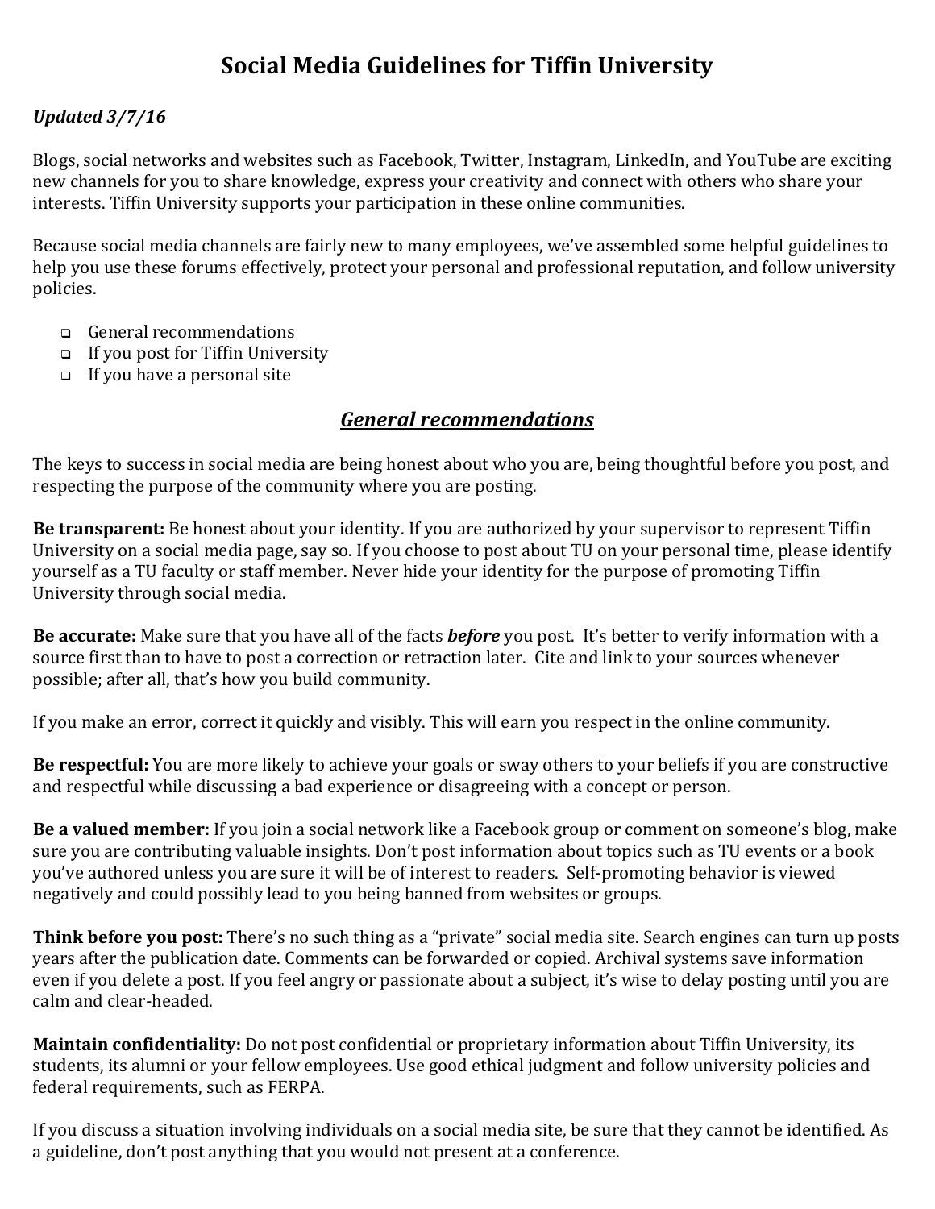# Social Media Guidelines for Tiffin University

***Updated 3/7/16***

Blogs, social networks and websites such as Facebook, Twitter, Instagram, LinkedIn, and YouTube are exciting new channels for you to share knowledge, express your creativity and connect with others who share your interests. Tiffin University supports your participation in these online communities.

Because social media channels are fairly new to many employees, we've assembled some helpful guidelines to help you use these forums effectively, protect your personal and professional reputation, and follow university policies.

- General recommendations
- If you post for Tiffin University
- If you have a personal site

## *General recommendations*

The keys to success in social media are being honest about who you are, being thoughtful before you post, and respecting the purpose of the community where you are posting.

**Be transparent:** Be honest about your identity. If you are authorized by your supervisor to represent Tiffin University on a social media page, say so. If you choose to post about TU on your personal time, please identify yourself as a TU faculty or staff member. Never hide your identity for the purpose of promoting Tiffin University through social media.

**Be accurate:** Make sure that you have all of the facts ***before*** you post. It's better to verify information with a source first than to have to post a correction or retraction later. Cite and link to your sources whenever possible; after all, that's how you build community.

If you make an error, correct it quickly and visibly. This will earn you respect in the online community.

**Be respectful:** You are more likely to achieve your goals or sway others to your beliefs if you are constructive and respectful while discussing a bad experience or disagreeing with a concept or person.

**Be a valued member:** If you join a social network like a Facebook group or comment on someone's blog, make sure you are contributing valuable insights. Don't post information about topics such as TU events or a book you've authored unless you are sure it will be of interest to readers. Self-promoting behavior is viewed negatively and could possibly lead to you being banned from websites or groups.

**Think before you post:** There's no such thing as a "private" social media site. Search engines can turn up posts years after the publication date. Comments can be forwarded or copied. Archival systems save information even if you delete a post. If you feel angry or passionate about a subject, it's wise to delay posting until you are calm and clear-headed.

**Maintain confidentiality:** Do not post confidential or proprietary information about Tiffin University, its students, its alumni or your fellow employees. Use good ethical judgment and follow university policies and federal requirements, such as FERPA.

If you discuss a situation involving individuals on a social media site, be sure that they cannot be identified. As a guideline, don't post anything that you would not present at a conference.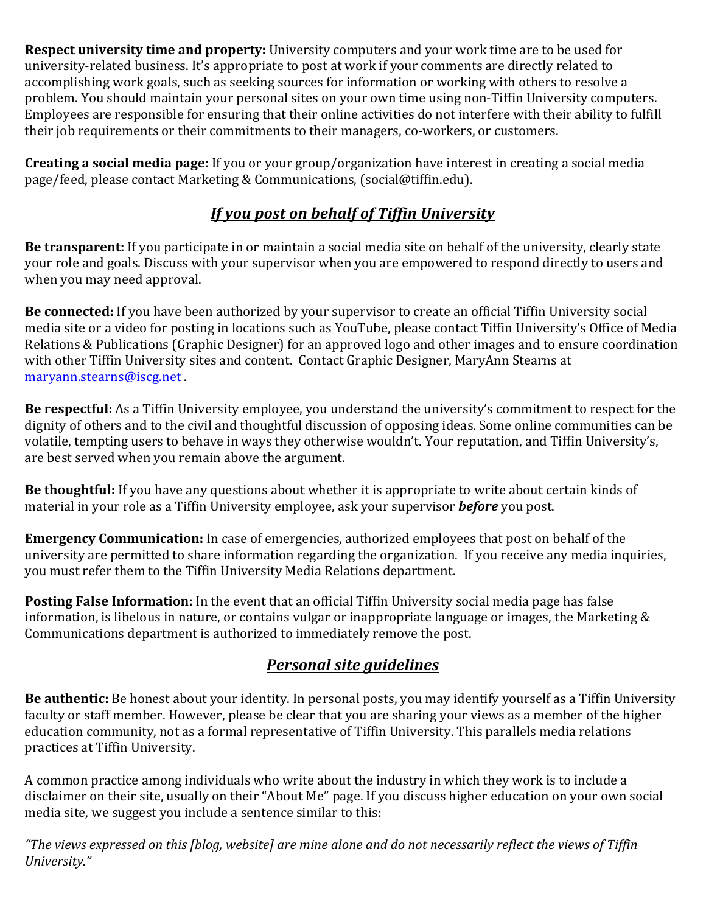**Respect university time and property:** University computers and your work time are to be used for university-related business. It's appropriate to post at work if your comments are directly related to accomplishing work goals, such as seeking sources for information or working with others to resolve a problem. You should maintain your personal sites on your own time using non-Tiffin University computers. Employees are responsible for ensuring that their online activities do not interfere with their ability to fulfill their job requirements or their commitments to their managers, co-workers, or customers.

**Creating a social media page:** If you or your group/organization have interest in creating a social media page/feed, please contact Marketing & Communications, (social@tiffin.edu).

## ***If you post on behalf of Tiffin University***

**Be transparent:** If you participate in or maintain a social media site on behalf of the university, clearly state your role and goals. Discuss with your supervisor when you are empowered to respond directly to users and when you may need approval.

**Be connected:** If you have been authorized by your supervisor to create an official Tiffin University social media site or a video for posting in locations such as YouTube, please contact Tiffin University's Office of Media Relations & Publications (Graphic Designer) for an approved logo and other images and to ensure coordination with other Tiffin University sites and content. Contact Graphic Designer, MaryAnn Stearns at maryann.stearns@iscg.net .

**Be respectful:** As a Tiffin University employee, you understand the university's commitment to respect for the dignity of others and to the civil and thoughtful discussion of opposing ideas. Some online communities can be volatile, tempting users to behave in ways they otherwise wouldn't. Your reputation, and Tiffin University's, are best served when you remain above the argument.

**Be thoughtful:** If you have any questions about whether it is appropriate to write about certain kinds of material in your role as a Tiffin University employee, ask your supervisor ***before*** you post.

**Emergency Communication:** In case of emergencies, authorized employees that post on behalf of the university are permitted to share information regarding the organization. If you receive any media inquiries, you must refer them to the Tiffin University Media Relations department.

**Posting False Information:** In the event that an official Tiffin University social media page has false information, is libelous in nature, or contains vulgar or inappropriate language or images, the Marketing & Communications department is authorized to immediately remove the post.

## ***Personal site guidelines***

**Be authentic:** Be honest about your identity. In personal posts, you may identify yourself as a Tiffin University faculty or staff member. However, please be clear that you are sharing your views as a member of the higher education community, not as a formal representative of Tiffin University. This parallels media relations practices at Tiffin University.

A common practice among individuals who write about the industry in which they work is to include a disclaimer on their site, usually on their "About Me" page. If you discuss higher education on your own social media site, we suggest you include a sentence similar to this:

*"The views expressed on this [blog, website] are mine alone and do not necessarily reflect the views of Tiffin University."*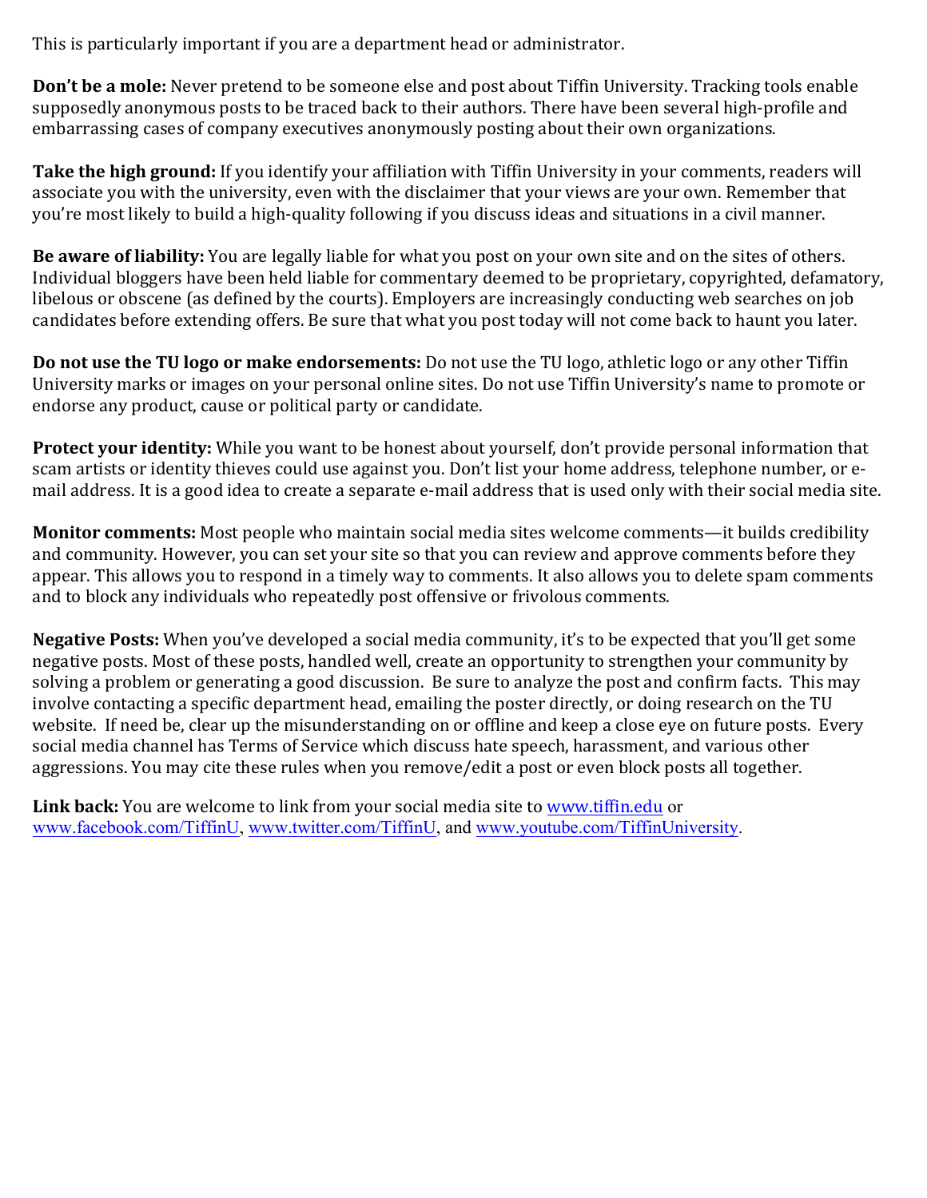This is particularly important if you are a department head or administrator.

**Don't be a mole:** Never pretend to be someone else and post about Tiffin University. Tracking tools enable supposedly anonymous posts to be traced back to their authors. There have been several high-profile and embarrassing cases of company executives anonymously posting about their own organizations.

**Take the high ground:** If you identify your affiliation with Tiffin University in your comments, readers will associate you with the university, even with the disclaimer that your views are your own. Remember that you're most likely to build a high-quality following if you discuss ideas and situations in a civil manner.

**Be aware of liability:** You are legally liable for what you post on your own site and on the sites of others. Individual bloggers have been held liable for commentary deemed to be proprietary, copyrighted, defamatory, libelous or obscene (as defined by the courts). Employers are increasingly conducting web searches on job candidates before extending offers. Be sure that what you post today will not come back to haunt you later.

**Do not use the TU logo or make endorsements:** Do not use the TU logo, athletic logo or any other Tiffin University marks or images on your personal online sites. Do not use Tiffin University's name to promote or endorse any product, cause or political party or candidate.

**Protect your identity:** While you want to be honest about yourself, don't provide personal information that scam artists or identity thieves could use against you. Don't list your home address, telephone number, or e-mail address. It is a good idea to create a separate e-mail address that is used only with their social media site.

**Monitor comments:** Most people who maintain social media sites welcome comments—it builds credibility and community. However, you can set your site so that you can review and approve comments before they appear. This allows you to respond in a timely way to comments. It also allows you to delete spam comments and to block any individuals who repeatedly post offensive or frivolous comments.

**Negative Posts:** When you've developed a social media community, it's to be expected that you'll get some negative posts. Most of these posts, handled well, create an opportunity to strengthen your community by solving a problem or generating a good discussion. Be sure to analyze the post and confirm facts. This may involve contacting a specific department head, emailing the poster directly, or doing research on the TU website. If need be, clear up the misunderstanding on or offline and keep a close eye on future posts. Every social media channel has Terms of Service which discuss hate speech, harassment, and various other aggressions. You may cite these rules when you remove/edit a post or even block posts all together.

**Link back:** You are welcome to link from your social media site to www.tiffin.edu or www.facebook.com/TiffinU, www.twitter.com/TiffinU, and www.youtube.com/TiffinUniversity.